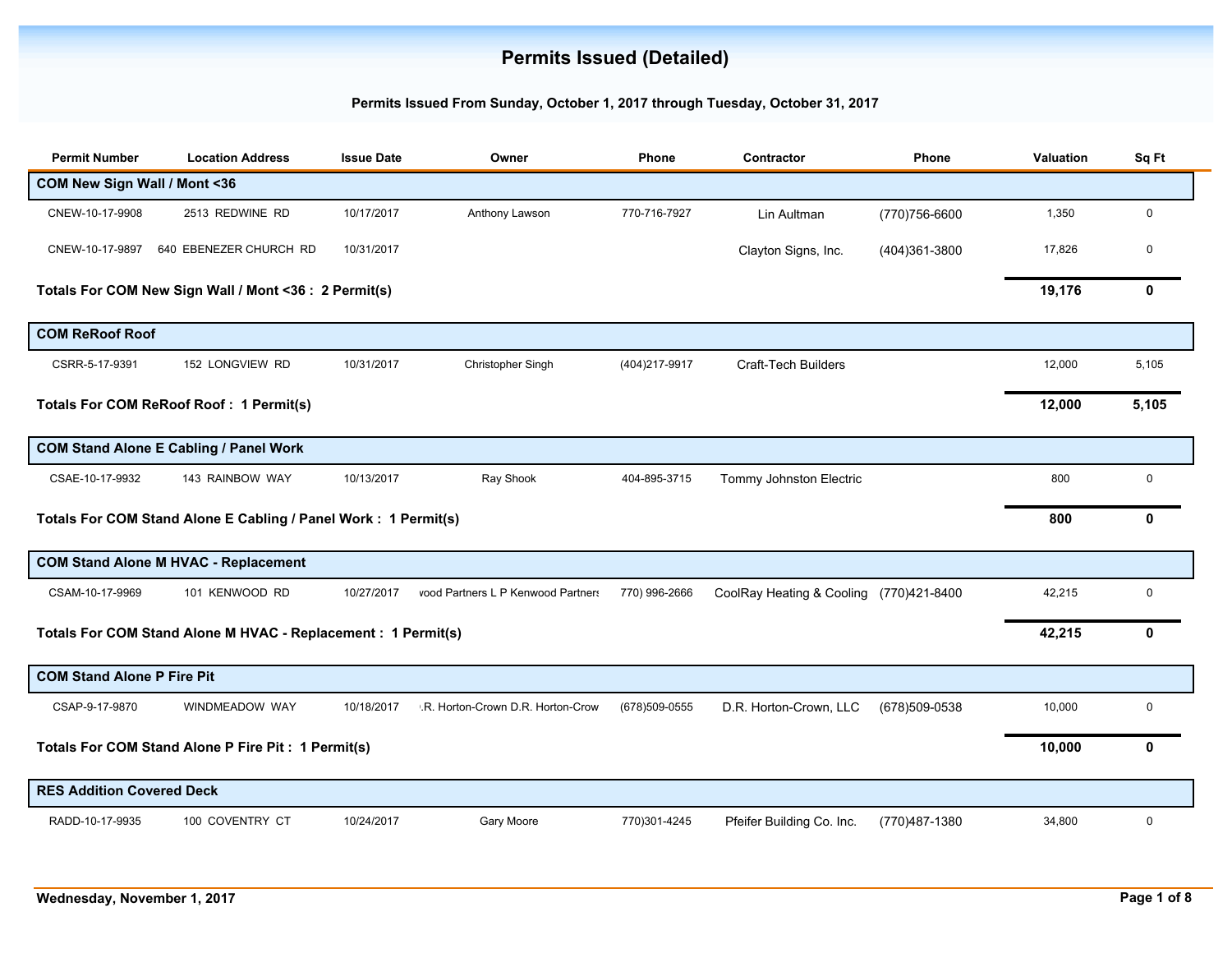# Permits Issued (Detailed)

**Permits Issued From Sunday, October 1, 2017 through Tuesday, October 31, 2017**

| Permit Number | Location Address | Issue Date | Owner | Phone | Contractor | Phone | Valuation | Sq Ft |
|---|---|---|---|---|---|---|---|---|
| **COM New Sign Wall / Mont <36** | | | | | | | | |
| CNEW-10-17-9908 | 2513 REDWINE RD | 10/17/2017 | Anthony Lawson | 770-716-7927 | Lin Aultman | (770)756-6600 | 1,350 | 0 |
| CNEW-10-17-9897 | 640 EBENEZER CHURCH RD | 10/31/2017 | | | Clayton Signs, Inc. | (404)361-3800 | 17,826 | 0 |
| **Totals For COM New Sign Wall / Mont <36 : 2 Permit(s)** | | | | | | | **19,176** | **0** |
| **COM ReRoof Roof** | | | | | | | | |
| CSRR-5-17-9391 | 152 LONGVIEW RD | 10/31/2017 | Christopher Singh | (404)217-9917 | Craft-Tech Builders | | 12,000 | 5,105 |
| **Totals For COM ReRoof Roof : 1 Permit(s)** | | | | | | | **12,000** | **5,105** |
| **COM Stand Alone E Cabling / Panel Work** | | | | | | | | |
| CSAE-10-17-9932 | 143 RAINBOW WAY | 10/13/2017 | Ray Shook | 404-895-3715 | Tommy Johnston Electric | | 800 | 0 |
| **Totals For COM Stand Alone E Cabling / Panel Work : 1 Permit(s)** | | | | | | | **800** | **0** |
| **COM Stand Alone M HVAC - Replacement** | | | | | | | | |
| CSAM-10-17-9969 | 101 KENWOOD RD | 10/27/2017 | wood Partners L P Kenwood Partners | 770) 996-2666 | CoolRay Heating & Cooling | (770)421-8400 | 42,215 | 0 |
| **Totals For COM Stand Alone M HVAC - Replacement : 1 Permit(s)** | | | | | | | **42,215** | **0** |
| **COM Stand Alone P Fire Pit** | | | | | | | | |
| CSAP-9-17-9870 | WINDMEADOW WAY | 10/18/2017 | .R. Horton-Crown D.R. Horton-Crow | (678)509-0555 | D.R. Horton-Crown, LLC | (678)509-0538 | 10,000 | 0 |
| **Totals For COM Stand Alone P Fire Pit : 1 Permit(s)** | | | | | | | **10,000** | **0** |
| **RES Addition Covered Deck** | | | | | | | | |
| RADD-10-17-9935 | 100 COVENTRY CT | 10/24/2017 | Gary Moore | 770)301-4245 | Pfeifer Building Co. Inc. | (770)487-1380 | 34,800 | 0 |

Wednesday, November 1, 2017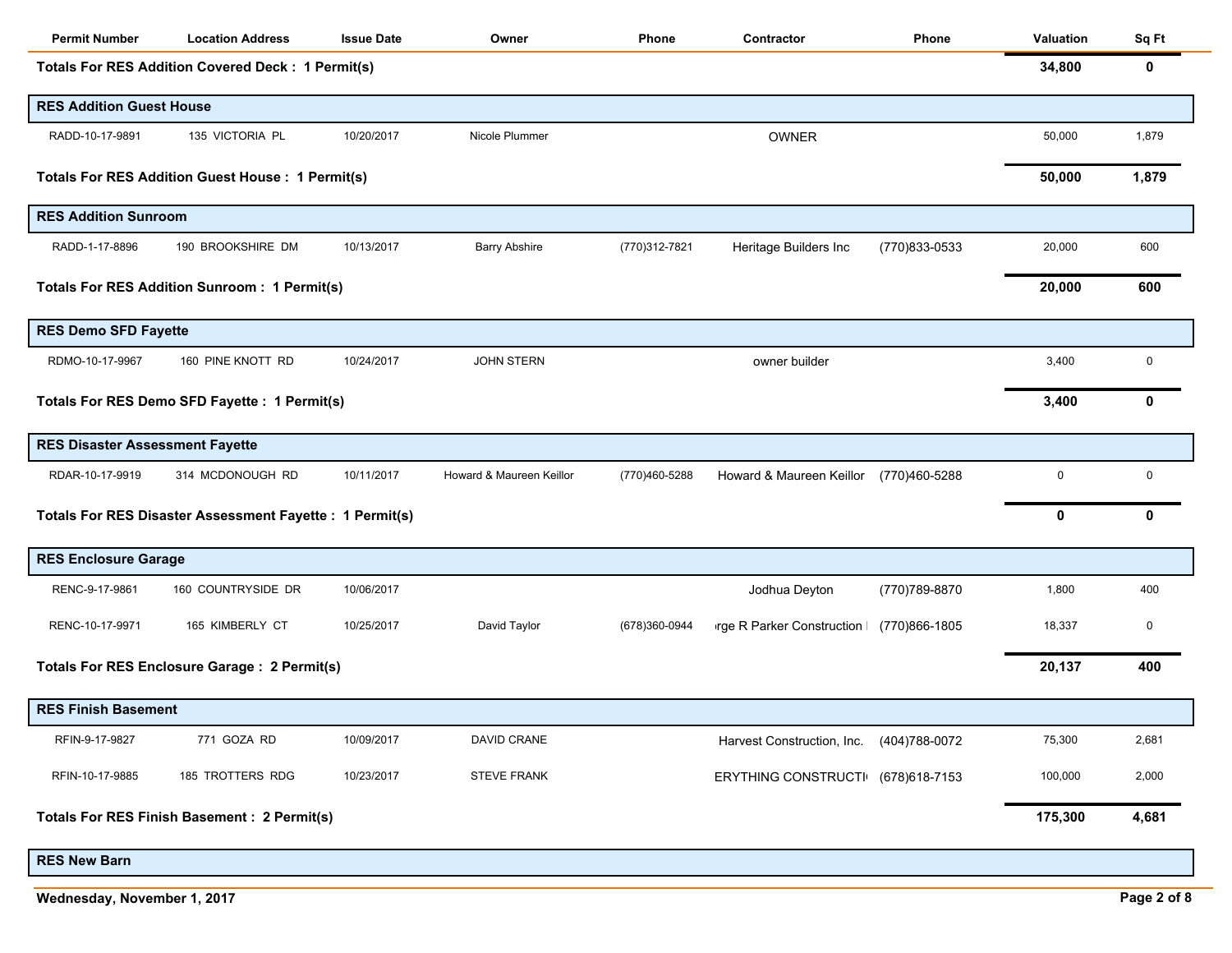| Permit Number | Location Address | Issue Date | Owner | Phone | Contractor | Phone | Valuation | Sq Ft |
|---|---|---|---|---|---|---|---|---|
| **Totals For RES Addition Covered Deck : 1 Permit(s)** | | | | | | | **34,800** | **0** |
| **RES Addition Guest House** | | | | | | | | |
| RADD-10-17-9891 | 135 VICTORIA PL | 10/20/2017 | Nicole Plummer | | OWNER | | 50,000 | 1,879 |
| **Totals For RES Addition Guest House : 1 Permit(s)** | | | | | | | **50,000** | **1,879** |
| **RES Addition Sunroom** | | | | | | | | |
| RADD-1-17-8896 | 190 BROOKSHIRE DM | 10/13/2017 | Barry Abshire | (770)312-7821 | Heritage Builders Inc | (770)833-0533 | 20,000 | 600 |
| **Totals For RES Addition Sunroom : 1 Permit(s)** | | | | | | | **20,000** | **600** |
| **RES Demo SFD Fayette** | | | | | | | | |
| RDMO-10-17-9967 | 160 PINE KNOTT RD | 10/24/2017 | JOHN STERN | | owner builder | | 3,400 | 0 |
| **Totals For RES Demo SFD Fayette : 1 Permit(s)** | | | | | | | **3,400** | **0** |
| **RES Disaster Assessment Fayette** | | | | | | | | |
| RDAR-10-17-9919 | 314 MCDONOUGH RD | 10/11/2017 | Howard & Maureen Keillor | (770)460-5288 | Howard & Maureen Keillor | (770)460-5288 | 0 | 0 |
| **Totals For RES Disaster Assessment Fayette : 1 Permit(s)** | | | | | | | **0** | **0** |
| **RES Enclosure Garage** | | | | | | | | |
| RENC-9-17-9861 | 160 COUNTRYSIDE DR | 10/06/2017 | | | Jodhua Deyton | (770)789-8870 | 1,800 | 400 |
| RENC-10-17-9971 | 165 KIMBERLY CT | 10/25/2017 | David Taylor | (678)360-0944 | ırge R Parker Construction I | (770)866-1805 | 18,337 | 0 |
| **Totals For RES Enclosure Garage : 2 Permit(s)** | | | | | | | **20,137** | **400** |
| **RES Finish Basement** | | | | | | | | |
| RFIN-9-17-9827 | 771 GOZA RD | 10/09/2017 | DAVID CRANE | | Harvest Construction, Inc. | (404)788-0072 | 75,300 | 2,681 |
| RFIN-10-17-9885 | 185 TROTTERS RDG | 10/23/2017 | STEVE FRANK | | ERYTHING CONSTRUCTI | (678)618-7153 | 100,000 | 2,000 |
| **Totals For RES Finish Basement : 2 Permit(s)** | | | | | | | **175,300** | **4,681** |
| **RES New Barn** | | | | | | | | |

Wednesday, November 1, 2017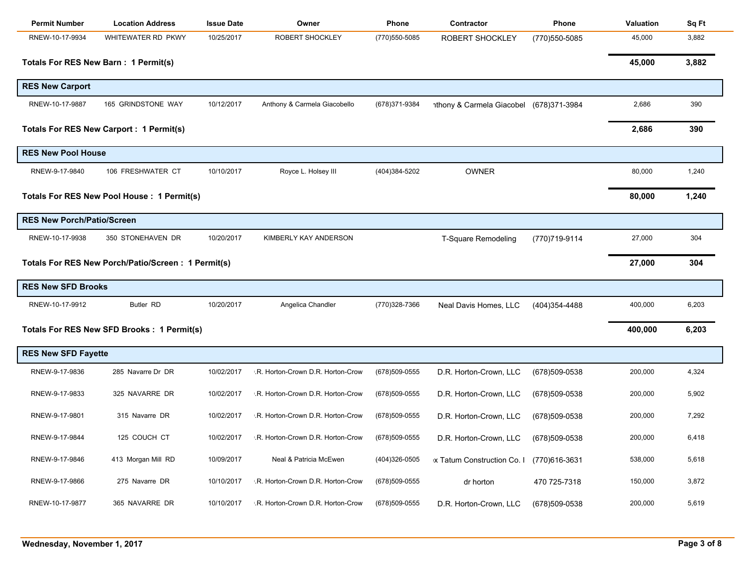| Permit Number | Location Address | Issue Date | Owner | Phone | Contractor | Phone | Valuation | Sq Ft |
|---|---|---|---|---|---|---|---|---|
| RNEW-10-17-9934 | WHITEWATER RD PKWY | 10/25/2017 | ROBERT SHOCKLEY | (770)550-5085 | ROBERT SHOCKLEY | (770)550-5085 | 45,000 | 3,882 |
| **Totals For RES New Barn : 1 Permit(s)** | | | | | | | **45,000** | **3,882** |
| **RES New Carport** | | | | | | | | |
| RNEW-10-17-9887 | 165 GRINDSTONE WAY | 10/12/2017 | Anthony & Carmela Giacobello | (678)371-9384 | nthony & Carmela Giacobel | (678)371-3984 | 2,686 | 390 |
| **Totals For RES New Carport : 1 Permit(s)** | | | | | | | **2,686** | **390** |
| **RES New Pool House** | | | | | | | | |
| RNEW-9-17-9840 | 106 FRESHWATER CT | 10/10/2017 | Royce L. Holsey III | (404)384-5202 | OWNER | | 80,000 | 1,240 |
| **Totals For RES New Pool House : 1 Permit(s)** | | | | | | | **80,000** | **1,240** |
| **RES New Porch/Patio/Screen** | | | | | | | | |
| RNEW-10-17-9938 | 350 STONEHAVEN DR | 10/20/2017 | KIMBERLY KAY ANDERSON | | T-Square Remodeling | (770)719-9114 | 27,000 | 304 |
| **Totals For RES New Porch/Patio/Screen : 1 Permit(s)** | | | | | | | **27,000** | **304** |
| **RES New SFD Brooks** | | | | | | | | |
| RNEW-10-17-9912 | Butler RD | 10/20/2017 | Angelica Chandler | (770)328-7366 | Neal Davis Homes, LLC | (404)354-4488 | 400,000 | 6,203 |
| **Totals For RES New SFD Brooks : 1 Permit(s)** | | | | | | | **400,000** | **6,203** |
| **RES New SFD Fayette** | | | | | | | | |
| RNEW-9-17-9836 | 285 Navarre Dr DR | 10/02/2017 | .R. Horton-Crown D.R. Horton-Crow | (678)509-0555 | D.R. Horton-Crown, LLC | (678)509-0538 | 200,000 | 4,324 |
| RNEW-9-17-9833 | 325 NAVARRE DR | 10/02/2017 | .R. Horton-Crown D.R. Horton-Crow | (678)509-0555 | D.R. Horton-Crown, LLC | (678)509-0538 | 200,000 | 5,902 |
| RNEW-9-17-9801 | 315 Navarre DR | 10/02/2017 | .R. Horton-Crown D.R. Horton-Crow | (678)509-0555 | D.R. Horton-Crown, LLC | (678)509-0538 | 200,000 | 7,292 |
| RNEW-9-17-9844 | 125 COUCH CT | 10/02/2017 | .R. Horton-Crown D.R. Horton-Crow | (678)509-0555 | D.R. Horton-Crown, LLC | (678)509-0538 | 200,000 | 6,418 |
| RNEW-9-17-9846 | 413 Morgan Mill RD | 10/09/2017 | Neal & Patricia McEwen | (404)326-0505 | x Tatum Construction Co. I | (770)616-3631 | 538,000 | 5,618 |
| RNEW-9-17-9866 | 275 Navarre DR | 10/10/2017 | .R. Horton-Crown D.R. Horton-Crow | (678)509-0555 | dr horton | 470 725-7318 | 150,000 | 3,872 |
| RNEW-10-17-9877 | 365 NAVARRE DR | 10/10/2017 | .R. Horton-Crown D.R. Horton-Crow | (678)509-0555 | D.R. Horton-Crown, LLC | (678)509-0538 | 200,000 | 5,619 |

Wednesday, November 1, 2017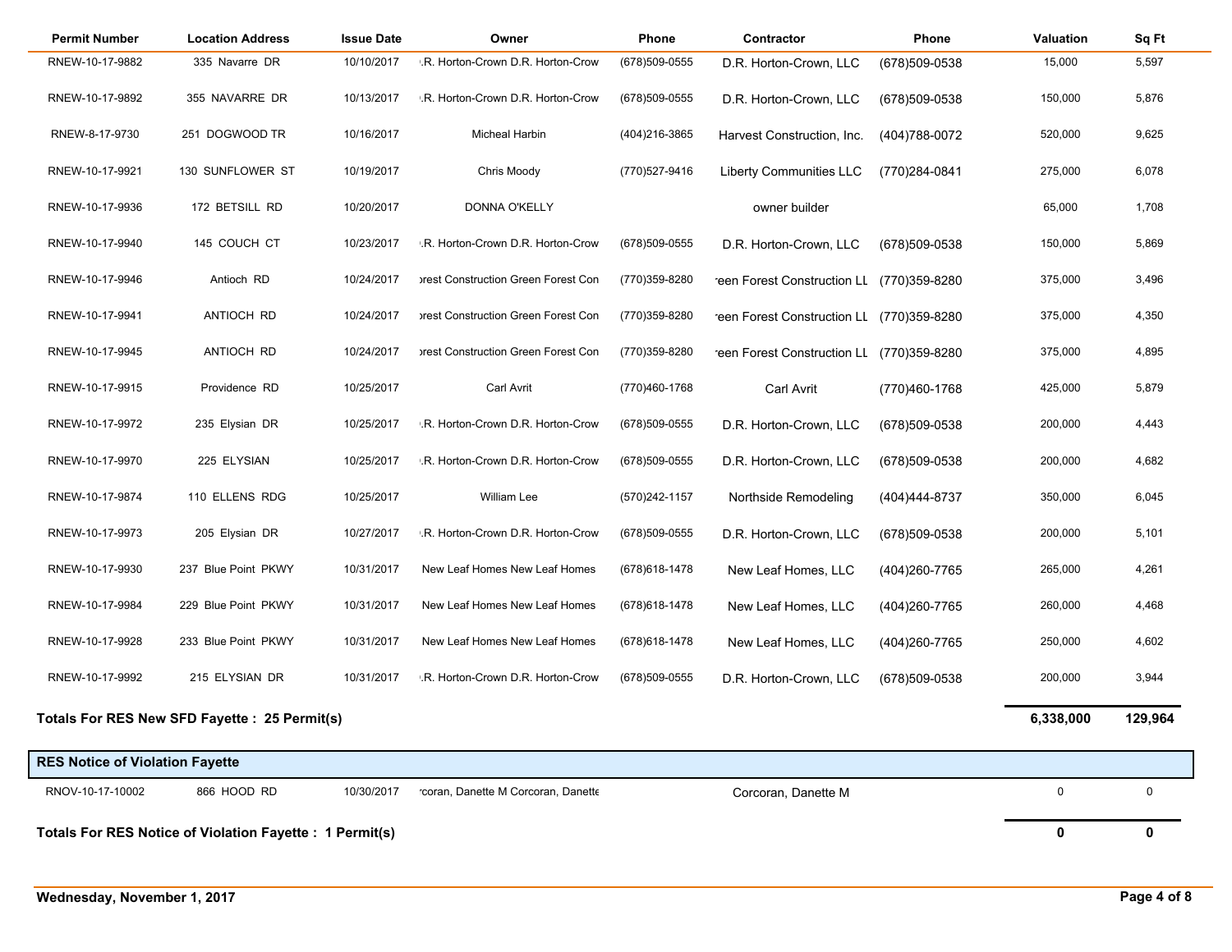| Permit Number | Location Address | Issue Date | Owner | Phone | Contractor | Phone | Valuation | Sq Ft |
|---|---|---|---|---|---|---|---|---|
| RNEW-10-17-9882 | 335 Navarre DR | 10/10/2017 | .R. Horton-Crown D.R. Horton-Crow | (678)509-0555 | D.R. Horton-Crown, LLC | (678)509-0538 | 15,000 | 5,597 |
| RNEW-10-17-9892 | 355 NAVARRE DR | 10/13/2017 | .R. Horton-Crown D.R. Horton-Crow | (678)509-0555 | D.R. Horton-Crown, LLC | (678)509-0538 | 150,000 | 5,876 |
| RNEW-8-17-9730 | 251 DOGWOOD TR | 10/16/2017 | Micheal Harbin | (404)216-3865 | Harvest Construction, Inc. | (404)788-0072 | 520,000 | 9,625 |
| RNEW-10-17-9921 | 130 SUNFLOWER ST | 10/19/2017 | Chris Moody | (770)527-9416 | Liberty Communities LLC | (770)284-0841 | 275,000 | 6,078 |
| RNEW-10-17-9936 | 172 BETSILL RD | 10/20/2017 | DONNA O'KELLY | | owner builder | | 65,000 | 1,708 |
| RNEW-10-17-9940 | 145 COUCH CT | 10/23/2017 | .R. Horton-Crown D.R. Horton-Crow | (678)509-0555 | D.R. Horton-Crown, LLC | (678)509-0538 | 150,000 | 5,869 |
| RNEW-10-17-9946 | Antioch RD | 10/24/2017 | orest Construction Green Forest Con | (770)359-8280 | reen Forest Construction LL | (770)359-8280 | 375,000 | 3,496 |
| RNEW-10-17-9941 | ANTIOCH RD | 10/24/2017 | orest Construction Green Forest Con | (770)359-8280 | reen Forest Construction LL | (770)359-8280 | 375,000 | 4,350 |
| RNEW-10-17-9945 | ANTIOCH RD | 10/24/2017 | orest Construction Green Forest Con | (770)359-8280 | reen Forest Construction LL | (770)359-8280 | 375,000 | 4,895 |
| RNEW-10-17-9915 | Providence RD | 10/25/2017 | Carl Avrit | (770)460-1768 | Carl Avrit | (770)460-1768 | 425,000 | 5,879 |
| RNEW-10-17-9972 | 235 Elysian DR | 10/25/2017 | .R. Horton-Crown D.R. Horton-Crow | (678)509-0555 | D.R. Horton-Crown, LLC | (678)509-0538 | 200,000 | 4,443 |
| RNEW-10-17-9970 | 225 ELYSIAN | 10/25/2017 | .R. Horton-Crown D.R. Horton-Crow | (678)509-0555 | D.R. Horton-Crown, LLC | (678)509-0538 | 200,000 | 4,682 |
| RNEW-10-17-9874 | 110 ELLENS RDG | 10/25/2017 | William Lee | (570)242-1157 | Northside Remodeling | (404)444-8737 | 350,000 | 6,045 |
| RNEW-10-17-9973 | 205 Elysian DR | 10/27/2017 | .R. Horton-Crown D.R. Horton-Crow | (678)509-0555 | D.R. Horton-Crown, LLC | (678)509-0538 | 200,000 | 5,101 |
| RNEW-10-17-9930 | 237 Blue Point PKWY | 10/31/2017 | New Leaf Homes New Leaf Homes | (678)618-1478 | New Leaf Homes, LLC | (404)260-7765 | 265,000 | 4,261 |
| RNEW-10-17-9984 | 229 Blue Point PKWY | 10/31/2017 | New Leaf Homes New Leaf Homes | (678)618-1478 | New Leaf Homes, LLC | (404)260-7765 | 260,000 | 4,468 |
| RNEW-10-17-9928 | 233 Blue Point PKWY | 10/31/2017 | New Leaf Homes New Leaf Homes | (678)618-1478 | New Leaf Homes, LLC | (404)260-7765 | 250,000 | 4,602 |
| RNEW-10-17-9992 | 215 ELYSIAN DR | 10/31/2017 | .R. Horton-Crown D.R. Horton-Crow | (678)509-0555 | D.R. Horton-Crown, LLC | (678)509-0538 | 200,000 | 3,944 |

**Totals For RES New SFD Fayette : 25 Permit(s)** — **6,338,000** | **129,964**

## RES Notice of Violation Fayette

| Permit Number | Location Address | Issue Date | Owner | Phone | Contractor | Phone | Valuation | Sq Ft |
|---|---|---|---|---|---|---|---|---|
| RNOV-10-17-10002 | 866 HOOD RD | 10/30/2017 | rcoran, Danette M Corcoran, Danette | | Corcoran, Danette M | | 0 | 0 |

**Totals For RES Notice of Violation Fayette : 1 Permit(s)** — **0** | **0**

Wednesday, November 1, 2017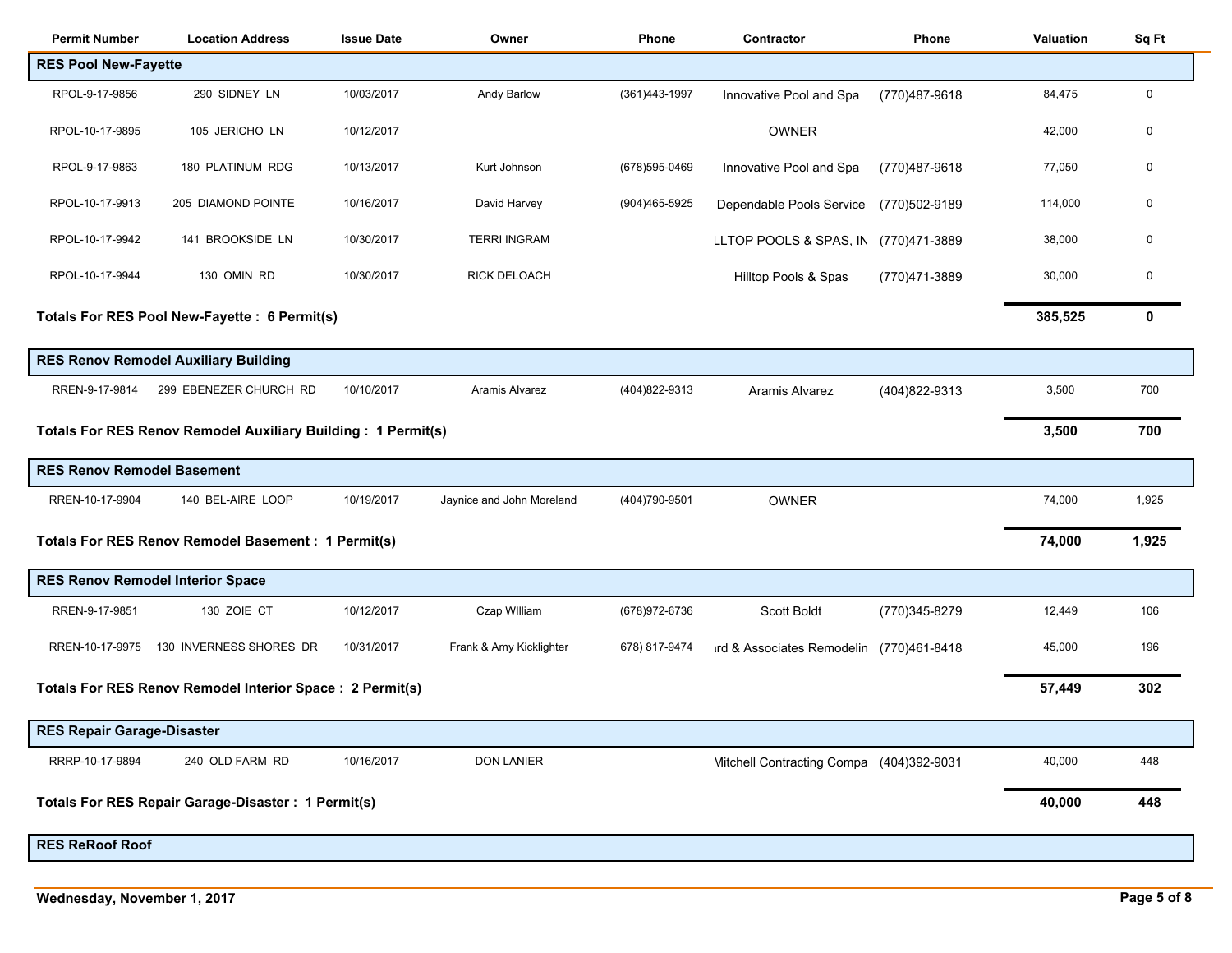| Permit Number | Location Address | Issue Date | Owner | Phone | Contractor | Phone | Valuation | Sq Ft |
|---|---|---|---|---|---|---|---|---|
| **RES Pool New-Fayette** | | | | | | | | |
| RPOL-9-17-9856 | 290 SIDNEY LN | 10/03/2017 | Andy Barlow | (361)443-1997 | Innovative Pool and Spa | (770)487-9618 | 84,475 | 0 |
| RPOL-10-17-9895 | 105 JERICHO LN | 10/12/2017 | | | OWNER | | 42,000 | 0 |
| RPOL-9-17-9863 | 180 PLATINUM RDG | 10/13/2017 | Kurt Johnson | (678)595-0469 | Innovative Pool and Spa | (770)487-9618 | 77,050 | 0 |
| RPOL-10-17-9913 | 205 DIAMOND POINTE | 10/16/2017 | David Harvey | (904)465-5925 | Dependable Pools Service | (770)502-9189 | 114,000 | 0 |
| RPOL-10-17-9942 | 141 BROOKSIDE LN | 10/30/2017 | TERRI INGRAM | | LLTOP POOLS & SPAS, IN | (770)471-3889 | 38,000 | 0 |
| RPOL-10-17-9944 | 130 OMIN RD | 10/30/2017 | RICK DELOACH | | Hilltop Pools & Spas | (770)471-3889 | 30,000 | 0 |
| **Totals For RES Pool New-Fayette : 6 Permit(s)** | | | | | | | **385,525** | **0** |
| **RES Renov Remodel Auxiliary Building** | | | | | | | | |
| RREN-9-17-9814 | 299 EBENEZER CHURCH RD | 10/10/2017 | Aramis Alvarez | (404)822-9313 | Aramis Alvarez | (404)822-9313 | 3,500 | 700 |
| **Totals For RES Renov Remodel Auxiliary Building : 1 Permit(s)** | | | | | | | **3,500** | **700** |
| **RES Renov Remodel Basement** | | | | | | | | |
| RREN-10-17-9904 | 140 BEL-AIRE LOOP | 10/19/2017 | Jaynice and John Moreland | (404)790-9501 | OWNER | | 74,000 | 1,925 |
| **Totals For RES Renov Remodel Basement : 1 Permit(s)** | | | | | | | **74,000** | **1,925** |
| **RES Renov Remodel Interior Space** | | | | | | | | |
| RREN-9-17-9851 | 130 ZOIE CT | 10/12/2017 | Czap WIlliam | (678)972-6736 | Scott Boldt | (770)345-8279 | 12,449 | 106 |
| RREN-10-17-9975 | 130 INVERNESS SHORES DR | 10/31/2017 | Frank & Amy Kicklighter | 678) 817-9474 | ırd & Associates Remodelin | (770)461-8418 | 45,000 | 196 |
| **Totals For RES Renov Remodel Interior Space : 2 Permit(s)** | | | | | | | **57,449** | **302** |
| **RES Repair Garage-Disaster** | | | | | | | | |
| RRRP-10-17-9894 | 240 OLD FARM RD | 10/16/2017 | DON LANIER | | Mitchell Contracting Compa | (404)392-9031 | 40,000 | 448 |
| **Totals For RES Repair Garage-Disaster : 1 Permit(s)** | | | | | | | **40,000** | **448** |
| **RES ReRoof Roof** | | | | | | | | |

Wednesday, November 1, 2017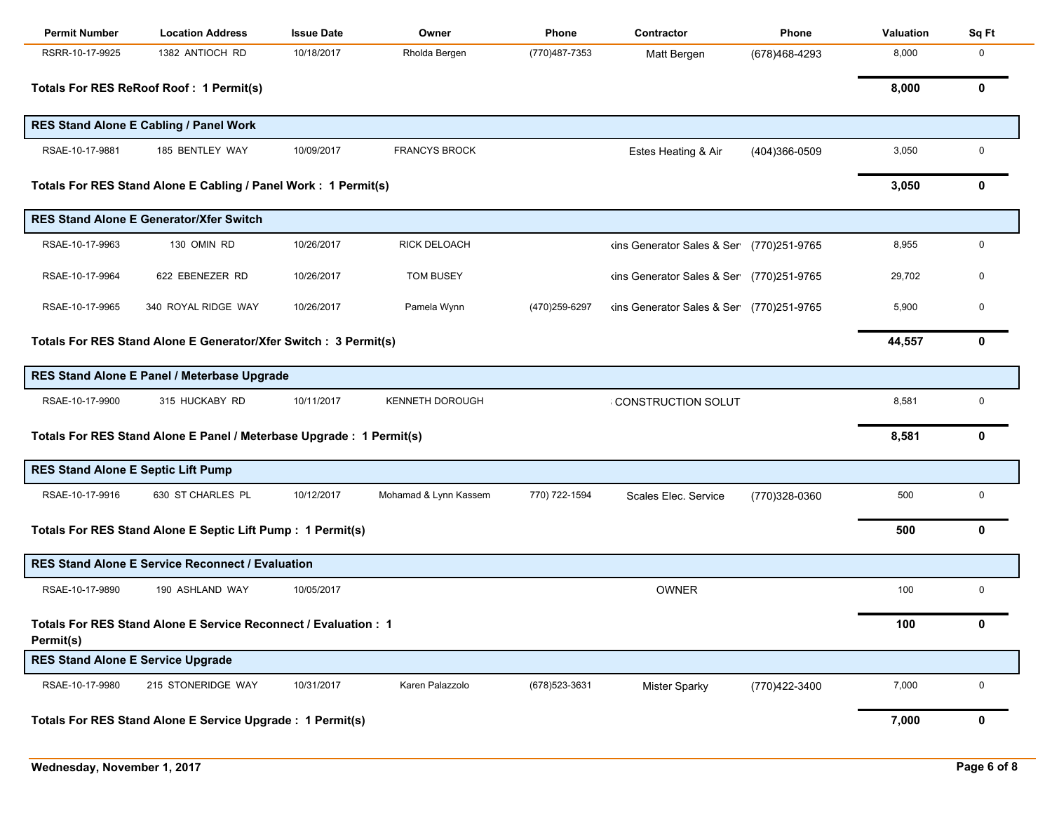| Permit Number | Location Address | Issue Date | Owner | Phone | Contractor | Phone | Valuation | Sq Ft |
|---|---|---|---|---|---|---|---|---|
| RSRR-10-17-9925 | 1382 ANTIOCH RD | 10/18/2017 | Rholda Bergen | (770)487-7353 | Matt Bergen | (678)468-4293 | 8,000 | 0 |
| **Totals For RES ReRoof Roof : 1 Permit(s)** | | | | | | | **8,000** | **0** |
| **RES Stand Alone E Cabling / Panel Work** | | | | | | | | |
| RSAE-10-17-9881 | 185 BENTLEY WAY | 10/09/2017 | FRANCYS BROCK | | Estes Heating & Air | (404)366-0509 | 3,050 | 0 |
| **Totals For RES Stand Alone E Cabling / Panel Work : 1 Permit(s)** | | | | | | | **3,050** | **0** |
| **RES Stand Alone E Generator/Xfer Switch** | | | | | | | | |
| RSAE-10-17-9963 | 130 OMIN RD | 10/26/2017 | RICK DELOACH | | kins Generator Sales & Ser | (770)251-9765 | 8,955 | 0 |
| RSAE-10-17-9964 | 622 EBENEZER RD | 10/26/2017 | TOM BUSEY | | kins Generator Sales & Ser | (770)251-9765 | 29,702 | 0 |
| RSAE-10-17-9965 | 340 ROYAL RIDGE WAY | 10/26/2017 | Pamela Wynn | (470)259-6297 | kins Generator Sales & Ser | (770)251-9765 | 5,900 | 0 |
| **Totals For RES Stand Alone E Generator/Xfer Switch : 3 Permit(s)** | | | | | | | **44,557** | **0** |
| **RES Stand Alone E Panel / Meterbase Upgrade** | | | | | | | | |
| RSAE-10-17-9900 | 315 HUCKABY RD | 10/11/2017 | KENNETH DOROUGH | | CONSTRUCTION SOLUT | | 8,581 | 0 |
| **Totals For RES Stand Alone E Panel / Meterbase Upgrade : 1 Permit(s)** | | | | | | | **8,581** | **0** |
| **RES Stand Alone E Septic Lift Pump** | | | | | | | | |
| RSAE-10-17-9916 | 630 ST CHARLES PL | 10/12/2017 | Mohamad & Lynn Kassem | 770) 722-1594 | Scales Elec. Service | (770)328-0360 | 500 | 0 |
| **Totals For RES Stand Alone E Septic Lift Pump : 1 Permit(s)** | | | | | | | **500** | **0** |
| **RES Stand Alone E Service Reconnect / Evaluation** | | | | | | | | |
| RSAE-10-17-9890 | 190 ASHLAND WAY | 10/05/2017 | | | OWNER | | 100 | 0 |
| **Totals For RES Stand Alone E Service Reconnect / Evaluation : 1 Permit(s)** | | | | | | | **100** | **0** |
| **RES Stand Alone E Service Upgrade** | | | | | | | | |
| RSAE-10-17-9980 | 215 STONERIDGE WAY | 10/31/2017 | Karen Palazzolo | (678)523-3631 | Mister Sparky | (770)422-3400 | 7,000 | 0 |
| **Totals For RES Stand Alone E Service Upgrade : 1 Permit(s)** | | | | | | | **7,000** | **0** |

Wednesday, November 1, 2017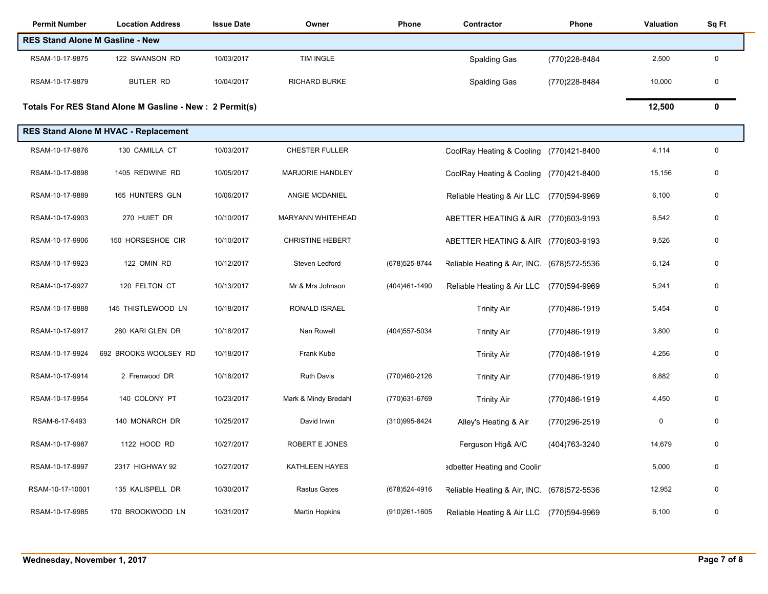| Permit Number | Location Address | Issue Date | Owner | Phone | Contractor | Phone | Valuation | Sq Ft |
|---|---|---|---|---|---|---|---|---|
| **RES Stand Alone M Gasline - New** | | | | | | | | |
| RSAM-10-17-9875 | 122 SWANSON RD | 10/03/2017 | TIM INGLE | | Spalding Gas | (770)228-8484 | 2,500 | 0 |
| RSAM-10-17-9879 | BUTLER RD | 10/04/2017 | RICHARD BURKE | | Spalding Gas | (770)228-8484 | 10,000 | 0 |
| **Totals For RES Stand Alone M Gasline - New : 2 Permit(s)** | | | | | | | **12,500** | **0** |
| **RES Stand Alone M HVAC - Replacement** | | | | | | | | |
| RSAM-10-17-9876 | 130 CAMILLA CT | 10/03/2017 | CHESTER FULLER | | CoolRay Heating & Cooling | (770)421-8400 | 4,114 | 0 |
| RSAM-10-17-9898 | 1405 REDWINE RD | 10/05/2017 | MARJORIE HANDLEY | | CoolRay Heating & Cooling | (770)421-8400 | 15,156 | 0 |
| RSAM-10-17-9889 | 165 HUNTERS GLN | 10/06/2017 | ANGIE MCDANIEL | | Reliable Heating & Air LLC | (770)594-9969 | 6,100 | 0 |
| RSAM-10-17-9903 | 270 HUIET DR | 10/10/2017 | MARYANN WHITEHEAD | | ABETTER HEATING & AIR | (770)603-9193 | 6,542 | 0 |
| RSAM-10-17-9906 | 150 HORSESHOE CIR | 10/10/2017 | CHRISTINE HEBERT | | ABETTER HEATING & AIR | (770)603-9193 | 9,526 | 0 |
| RSAM-10-17-9923 | 122 OMIN RD | 10/12/2017 | Steven Ledford | (678)525-8744 | Reliable Heating & Air, INC. | (678)572-5536 | 6,124 | 0 |
| RSAM-10-17-9927 | 120 FELTON CT | 10/13/2017 | Mr & Mrs Johnson | (404)461-1490 | Reliable Heating & Air LLC | (770)594-9969 | 5,241 | 0 |
| RSAM-10-17-9888 | 145 THISTLEWOOD LN | 10/18/2017 | RONALD ISRAEL | | Trinity Air | (770)486-1919 | 5,454 | 0 |
| RSAM-10-17-9917 | 280 KARI GLEN DR | 10/18/2017 | Nan Rowell | (404)557-5034 | Trinity Air | (770)486-1919 | 3,800 | 0 |
| RSAM-10-17-9924 | 692 BROOKS WOOLSEY RD | 10/18/2017 | Frank Kube | | Trinity Air | (770)486-1919 | 4,256 | 0 |
| RSAM-10-17-9914 | 2 Frenwood DR | 10/18/2017 | Ruth Davis | (770)460-2126 | Trinity Air | (770)486-1919 | 6,882 | 0 |
| RSAM-10-17-9954 | 140 COLONY PT | 10/23/2017 | Mark & Mindy Bredahl | (770)631-6769 | Trinity Air | (770)486-1919 | 4,450 | 0 |
| RSAM-6-17-9493 | 140 MONARCH DR | 10/25/2017 | David Irwin | (310)995-8424 | Alley's Heating & Air | (770)296-2519 | 0 | 0 |
| RSAM-10-17-9987 | 1122 HOOD RD | 10/27/2017 | ROBERT E JONES | | Ferguson Htg& A/C | (404)763-3240 | 14,679 | 0 |
| RSAM-10-17-9997 | 2317 HIGHWAY 92 | 10/27/2017 | KATHLEEN HAYES | | edbetter Heating and Coolir | | 5,000 | 0 |
| RSAM-10-17-10001 | 135 KALISPELL DR | 10/30/2017 | Rastus Gates | (678)524-4916 | Reliable Heating & Air, INC. | (678)572-5536 | 12,952 | 0 |
| RSAM-10-17-9985 | 170 BROOKWOOD LN | 10/31/2017 | Martin Hopkins | (910)261-1605 | Reliable Heating & Air LLC | (770)594-9969 | 6,100 | 0 |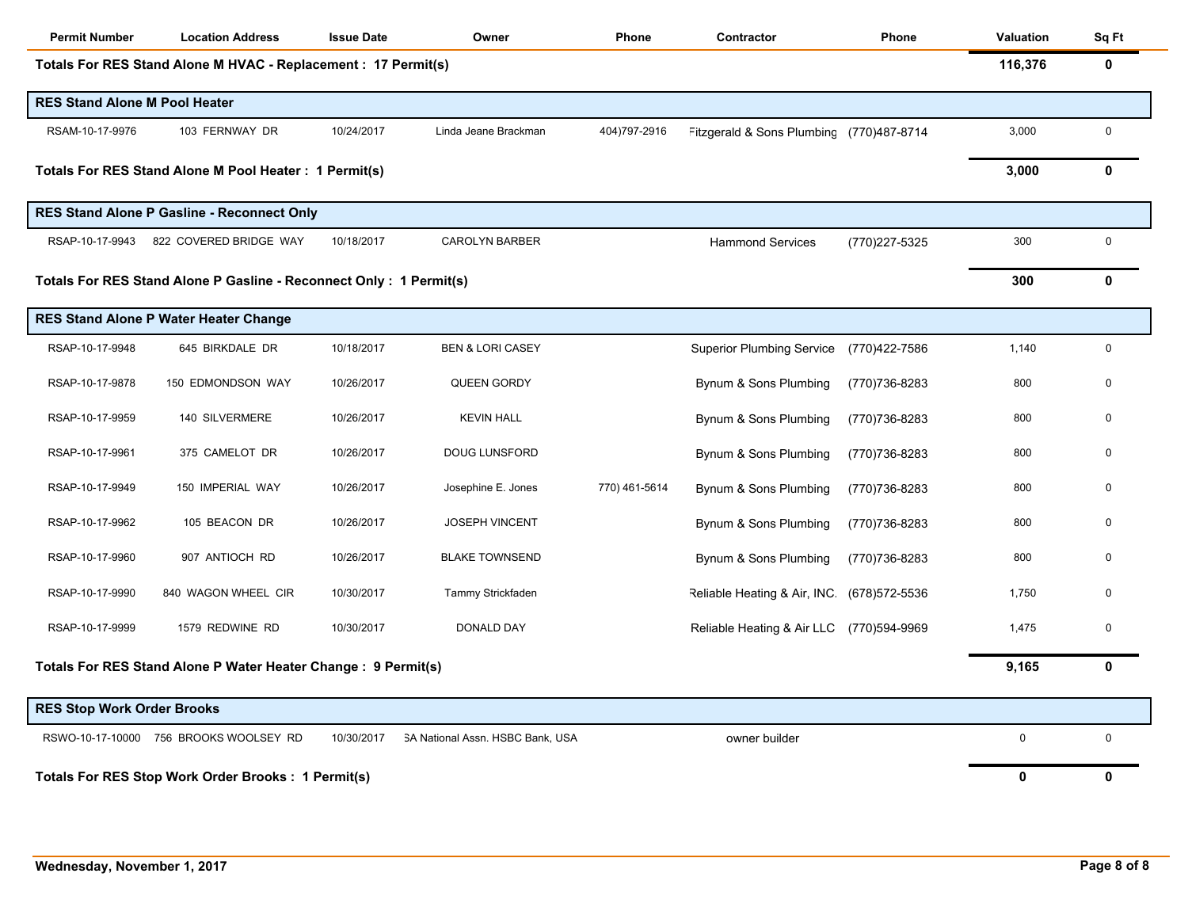| Permit Number | Location Address | Issue Date | Owner | Phone | Contractor | Phone | Valuation | Sq Ft |
|---|---|---|---|---|---|---|---|---|
| **Totals For RES Stand Alone M HVAC - Replacement : 17 Permit(s)** | | | | | | | **116,376** | **0** |
| **RES Stand Alone M Pool Heater** | | | | | | | | |
| RSAM-10-17-9976 | 103 FERNWAY DR | 10/24/2017 | Linda Jeane Brackman | 404)797-2916 | Fitzgerald & Sons Plumbing | (770)487-8714 | 3,000 | 0 |
| **Totals For RES Stand Alone M Pool Heater : 1 Permit(s)** | | | | | | | **3,000** | **0** |
| **RES Stand Alone P Gasline - Reconnect Only** | | | | | | | | |
| RSAP-10-17-9943 | 822 COVERED BRIDGE WAY | 10/18/2017 | CAROLYN BARBER | | Hammond Services | (770)227-5325 | 300 | 0 |
| **Totals For RES Stand Alone P Gasline - Reconnect Only : 1 Permit(s)** | | | | | | | **300** | **0** |
| **RES Stand Alone P Water Heater Change** | | | | | | | | |
| RSAP-10-17-9948 | 645 BIRKDALE DR | 10/18/2017 | BEN & LORI CASEY | | Superior Plumbing Service | (770)422-7586 | 1,140 | 0 |
| RSAP-10-17-9878 | 150 EDMONDSON WAY | 10/26/2017 | QUEEN GORDY | | Bynum & Sons Plumbing | (770)736-8283 | 800 | 0 |
| RSAP-10-17-9959 | 140 SILVERMERE | 10/26/2017 | KEVIN HALL | | Bynum & Sons Plumbing | (770)736-8283 | 800 | 0 |
| RSAP-10-17-9961 | 375 CAMELOT DR | 10/26/2017 | DOUG LUNSFORD | | Bynum & Sons Plumbing | (770)736-8283 | 800 | 0 |
| RSAP-10-17-9949 | 150 IMPERIAL WAY | 10/26/2017 | Josephine E. Jones | 770) 461-5614 | Bynum & Sons Plumbing | (770)736-8283 | 800 | 0 |
| RSAP-10-17-9962 | 105 BEACON DR | 10/26/2017 | JOSEPH VINCENT | | Bynum & Sons Plumbing | (770)736-8283 | 800 | 0 |
| RSAP-10-17-9960 | 907 ANTIOCH RD | 10/26/2017 | BLAKE TOWNSEND | | Bynum & Sons Plumbing | (770)736-8283 | 800 | 0 |
| RSAP-10-17-9990 | 840 WAGON WHEEL CIR | 10/30/2017 | Tammy Strickfaden | | Reliable Heating & Air, INC. | (678)572-5536 | 1,750 | 0 |
| RSAP-10-17-9999 | 1579 REDWINE RD | 10/30/2017 | DONALD DAY | | Reliable Heating & Air LLC | (770)594-9969 | 1,475 | 0 |
| **Totals For RES Stand Alone P Water Heater Change : 9 Permit(s)** | | | | | | | **9,165** | **0** |
| **RES Stop Work Order Brooks** | | | | | | | | |
| RSWO-10-17-10000 | 756 BROOKS WOOLSEY RD | 10/30/2017 | SA National Assn. HSBC Bank, USA | | owner builder | | 0 | 0 |
| **Totals For RES Stop Work Order Brooks : 1 Permit(s)** | | | | | | | **0** | **0** |

Wednesday, November 1, 2017